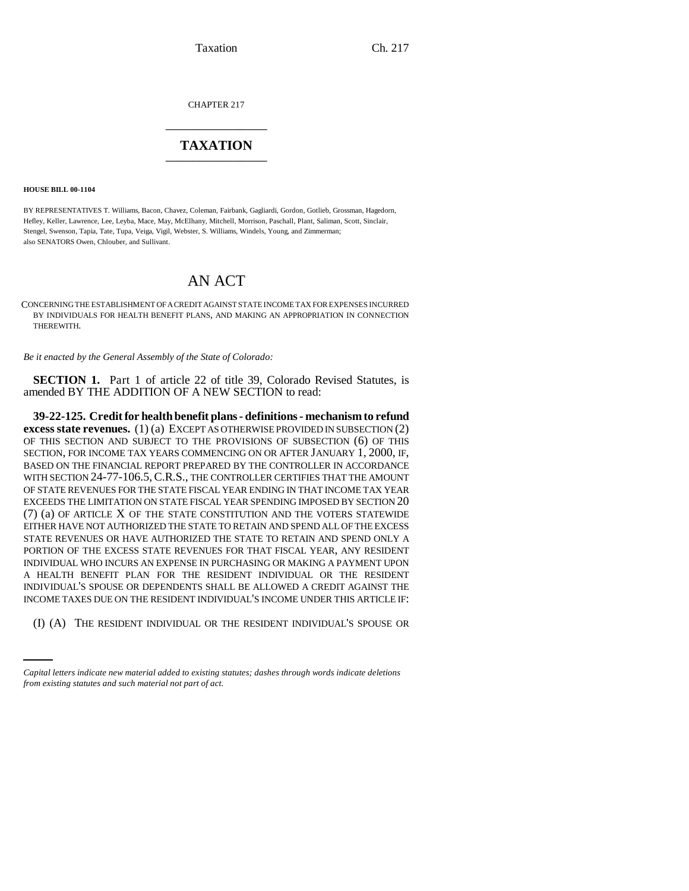CHAPTER 217

---

# TAXATION

---

**HOUSE BILL 00-1104**

BY REPRESENTATIVES T. Williams, Bacon, Chavez, Coleman, Fairbank, Gagliardi, Gordon, Gotlieb, Grossman, Hagedorn, Hefley, Keller, Lawrence, Lee, Leyba, Mace, May, McElhany, Mitchell, Morrison, Paschall, Plant, Saliman, Scott, Sinclair, Stengel, Swenson, Tapia, Tate, Tupa, Veiga, Vigil, Webster, S. Williams, Windels, Young, and Zimmerman;
also SENATORS Owen, Chlouber, and Sullivant.

## AN ACT

CONCERNING THE ESTABLISHMENT OF A CREDIT AGAINST STATE INCOME TAX FOR EXPENSES INCURRED BY INDIVIDUALS FOR HEALTH BENEFIT PLANS, AND MAKING AN APPROPRIATION IN CONNECTION THEREWITH.

*Be it enacted by the General Assembly of the State of Colorado:*

**SECTION 1.** Part 1 of article 22 of title 39, Colorado Revised Statutes, is amended BY THE ADDITION OF A NEW SECTION to read:

**39-22-125. Credit for health benefit plans - definitions - mechanism to refund excess state revenues.** (1) (a) EXCEPT AS OTHERWISE PROVIDED IN SUBSECTION (2) OF THIS SECTION AND SUBJECT TO THE PROVISIONS OF SUBSECTION (6) OF THIS SECTION, FOR INCOME TAX YEARS COMMENCING ON OR AFTER JANUARY 1, 2000, IF, BASED ON THE FINANCIAL REPORT PREPARED BY THE CONTROLLER IN ACCORDANCE WITH SECTION 24-77-106.5, C.R.S., THE CONTROLLER CERTIFIES THAT THE AMOUNT OF STATE REVENUES FOR THE STATE FISCAL YEAR ENDING IN THAT INCOME TAX YEAR EXCEEDS THE LIMITATION ON STATE FISCAL YEAR SPENDING IMPOSED BY SECTION 20 (7) (a) OF ARTICLE X OF THE STATE CONSTITUTION AND THE VOTERS STATEWIDE EITHER HAVE NOT AUTHORIZED THE STATE TO RETAIN AND SPEND ALL OF THE EXCESS STATE REVENUES OR HAVE AUTHORIZED THE STATE TO RETAIN AND SPEND ONLY A PORTION OF THE EXCESS STATE REVENUES FOR THAT FISCAL YEAR, ANY RESIDENT INDIVIDUAL WHO INCURS AN EXPENSE IN PURCHASING OR MAKING A PAYMENT UPON A HEALTH BENEFIT PLAN FOR THE RESIDENT INDIVIDUAL OR THE RESIDENT INDIVIDUAL'S SPOUSE OR DEPENDENTS SHALL BE ALLOWED A CREDIT AGAINST THE INCOME TAXES DUE ON THE RESIDENT INDIVIDUAL'S INCOME UNDER THIS ARTICLE IF:

(I) (A) THE RESIDENT INDIVIDUAL OR THE RESIDENT INDIVIDUAL'S SPOUSE OR

*Capital letters indicate new material added to existing statutes; dashes through words indicate deletions from existing statutes and such material not part of act.*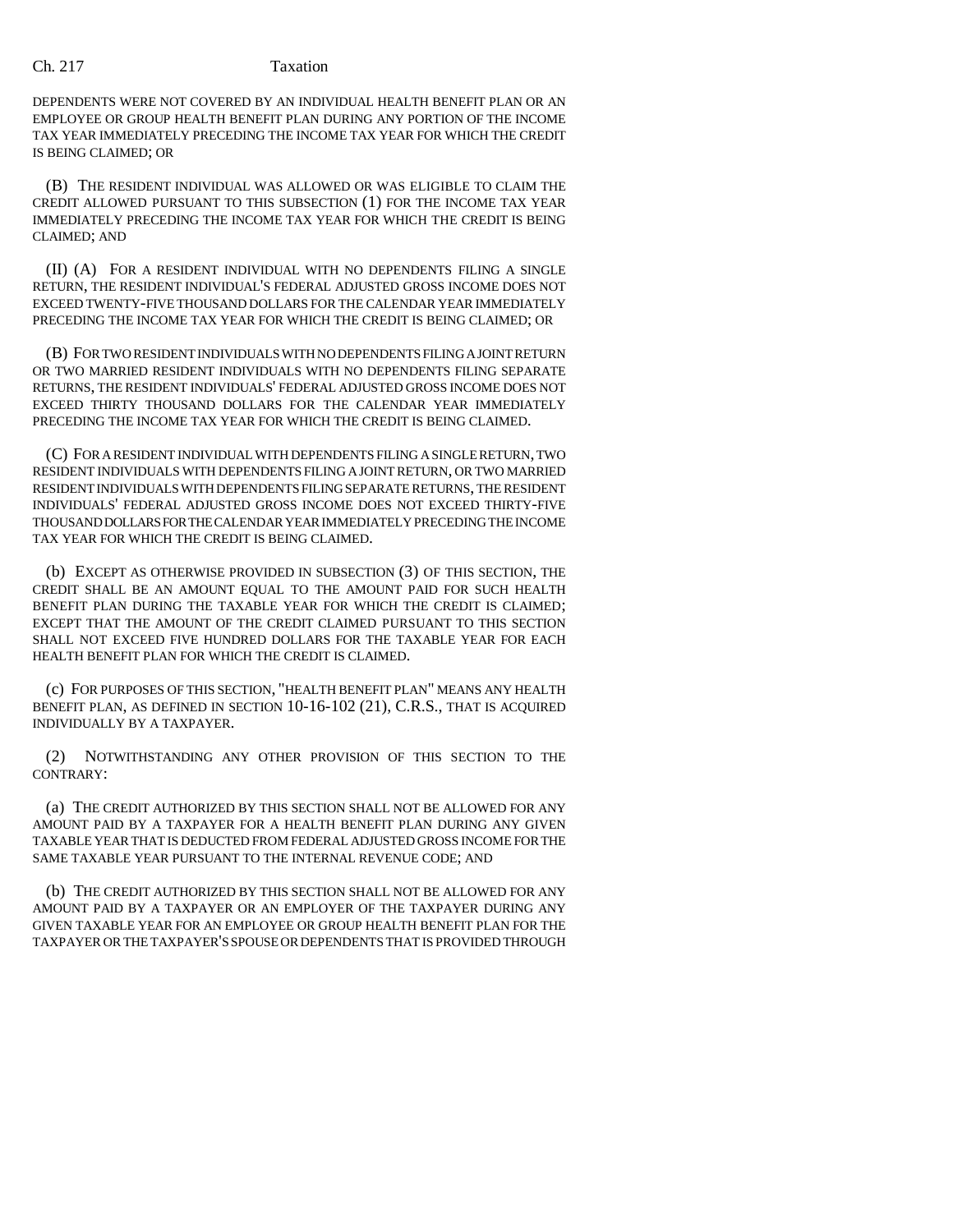DEPENDENTS WERE NOT COVERED BY AN INDIVIDUAL HEALTH BENEFIT PLAN OR AN EMPLOYEE OR GROUP HEALTH BENEFIT PLAN DURING ANY PORTION OF THE INCOME TAX YEAR IMMEDIATELY PRECEDING THE INCOME TAX YEAR FOR WHICH THE CREDIT IS BEING CLAIMED; OR

(B) THE RESIDENT INDIVIDUAL WAS ALLOWED OR WAS ELIGIBLE TO CLAIM THE CREDIT ALLOWED PURSUANT TO THIS SUBSECTION (1) FOR THE INCOME TAX YEAR IMMEDIATELY PRECEDING THE INCOME TAX YEAR FOR WHICH THE CREDIT IS BEING CLAIMED; AND

(II) (A) FOR A RESIDENT INDIVIDUAL WITH NO DEPENDENTS FILING A SINGLE RETURN, THE RESIDENT INDIVIDUAL'S FEDERAL ADJUSTED GROSS INCOME DOES NOT EXCEED TWENTY-FIVE THOUSAND DOLLARS FOR THE CALENDAR YEAR IMMEDIATELY PRECEDING THE INCOME TAX YEAR FOR WHICH THE CREDIT IS BEING CLAIMED; OR

(B) FOR TWO RESIDENT INDIVIDUALS WITH NO DEPENDENTS FILING A JOINT RETURN OR TWO MARRIED RESIDENT INDIVIDUALS WITH NO DEPENDENTS FILING SEPARATE RETURNS, THE RESIDENT INDIVIDUALS' FEDERAL ADJUSTED GROSS INCOME DOES NOT EXCEED THIRTY THOUSAND DOLLARS FOR THE CALENDAR YEAR IMMEDIATELY PRECEDING THE INCOME TAX YEAR FOR WHICH THE CREDIT IS BEING CLAIMED.

(C) FOR A RESIDENT INDIVIDUAL WITH DEPENDENTS FILING A SINGLE RETURN, TWO RESIDENT INDIVIDUALS WITH DEPENDENTS FILING A JOINT RETURN, OR TWO MARRIED RESIDENT INDIVIDUALS WITH DEPENDENTS FILING SEPARATE RETURNS, THE RESIDENT INDIVIDUALS' FEDERAL ADJUSTED GROSS INCOME DOES NOT EXCEED THIRTY-FIVE THOUSAND DOLLARS FOR THE CALENDAR YEAR IMMEDIATELY PRECEDING THE INCOME TAX YEAR FOR WHICH THE CREDIT IS BEING CLAIMED.

(b) EXCEPT AS OTHERWISE PROVIDED IN SUBSECTION (3) OF THIS SECTION, THE CREDIT SHALL BE AN AMOUNT EQUAL TO THE AMOUNT PAID FOR SUCH HEALTH BENEFIT PLAN DURING THE TAXABLE YEAR FOR WHICH THE CREDIT IS CLAIMED; EXCEPT THAT THE AMOUNT OF THE CREDIT CLAIMED PURSUANT TO THIS SECTION SHALL NOT EXCEED FIVE HUNDRED DOLLARS FOR THE TAXABLE YEAR FOR EACH HEALTH BENEFIT PLAN FOR WHICH THE CREDIT IS CLAIMED.

(c) FOR PURPOSES OF THIS SECTION, "HEALTH BENEFIT PLAN" MEANS ANY HEALTH BENEFIT PLAN, AS DEFINED IN SECTION 10-16-102 (21), C.R.S., THAT IS ACQUIRED INDIVIDUALLY BY A TAXPAYER.

(2) NOTWITHSTANDING ANY OTHER PROVISION OF THIS SECTION TO THE CONTRARY:

(a) THE CREDIT AUTHORIZED BY THIS SECTION SHALL NOT BE ALLOWED FOR ANY AMOUNT PAID BY A TAXPAYER FOR A HEALTH BENEFIT PLAN DURING ANY GIVEN TAXABLE YEAR THAT IS DEDUCTED FROM FEDERAL ADJUSTED GROSS INCOME FOR THE SAME TAXABLE YEAR PURSUANT TO THE INTERNAL REVENUE CODE; AND

(b) THE CREDIT AUTHORIZED BY THIS SECTION SHALL NOT BE ALLOWED FOR ANY AMOUNT PAID BY A TAXPAYER OR AN EMPLOYER OF THE TAXPAYER DURING ANY GIVEN TAXABLE YEAR FOR AN EMPLOYEE OR GROUP HEALTH BENEFIT PLAN FOR THE TAXPAYER OR THE TAXPAYER'S SPOUSE OR DEPENDENTS THAT IS PROVIDED THROUGH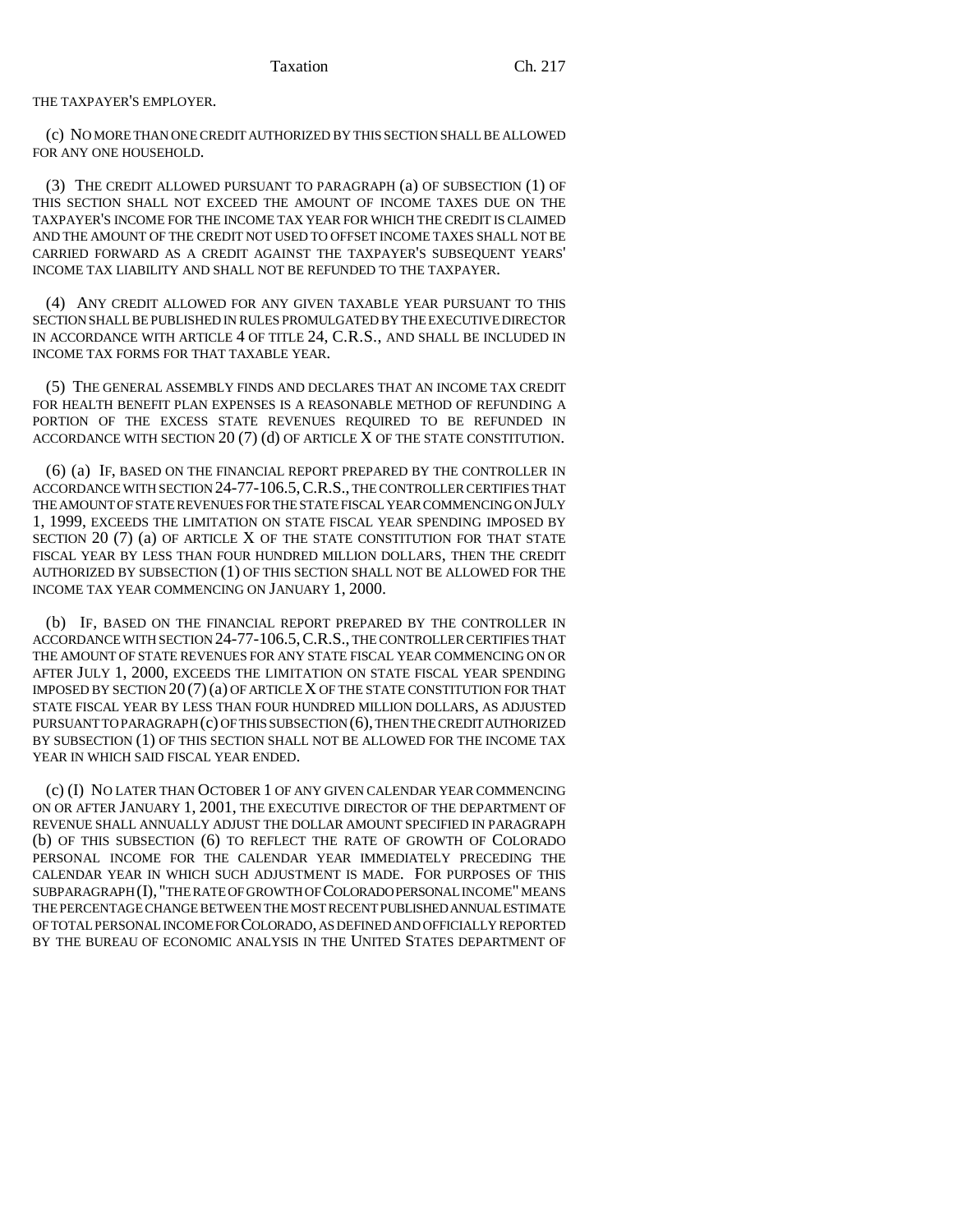THE TAXPAYER'S EMPLOYER.

(c) NO MORE THAN ONE CREDIT AUTHORIZED BY THIS SECTION SHALL BE ALLOWED FOR ANY ONE HOUSEHOLD.

(3) THE CREDIT ALLOWED PURSUANT TO PARAGRAPH (a) OF SUBSECTION (1) OF THIS SECTION SHALL NOT EXCEED THE AMOUNT OF INCOME TAXES DUE ON THE TAXPAYER'S INCOME FOR THE INCOME TAX YEAR FOR WHICH THE CREDIT IS CLAIMED AND THE AMOUNT OF THE CREDIT NOT USED TO OFFSET INCOME TAXES SHALL NOT BE CARRIED FORWARD AS A CREDIT AGAINST THE TAXPAYER'S SUBSEQUENT YEARS' INCOME TAX LIABILITY AND SHALL NOT BE REFUNDED TO THE TAXPAYER.

(4) ANY CREDIT ALLOWED FOR ANY GIVEN TAXABLE YEAR PURSUANT TO THIS SECTION SHALL BE PUBLISHED IN RULES PROMULGATED BY THE EXECUTIVE DIRECTOR IN ACCORDANCE WITH ARTICLE 4 OF TITLE 24, C.R.S., AND SHALL BE INCLUDED IN INCOME TAX FORMS FOR THAT TAXABLE YEAR.

(5) THE GENERAL ASSEMBLY FINDS AND DECLARES THAT AN INCOME TAX CREDIT FOR HEALTH BENEFIT PLAN EXPENSES IS A REASONABLE METHOD OF REFUNDING A PORTION OF THE EXCESS STATE REVENUES REQUIRED TO BE REFUNDED IN ACCORDANCE WITH SECTION 20 (7) (d) OF ARTICLE X OF THE STATE CONSTITUTION.

(6) (a) IF, BASED ON THE FINANCIAL REPORT PREPARED BY THE CONTROLLER IN ACCORDANCE WITH SECTION 24-77-106.5, C.R.S., THE CONTROLLER CERTIFIES THAT THE AMOUNT OF STATE REVENUES FOR THE STATE FISCAL YEAR COMMENCING ON JULY 1, 1999, EXCEEDS THE LIMITATION ON STATE FISCAL YEAR SPENDING IMPOSED BY SECTION 20 (7) (a) OF ARTICLE X OF THE STATE CONSTITUTION FOR THAT STATE FISCAL YEAR BY LESS THAN FOUR HUNDRED MILLION DOLLARS, THEN THE CREDIT AUTHORIZED BY SUBSECTION (1) OF THIS SECTION SHALL NOT BE ALLOWED FOR THE INCOME TAX YEAR COMMENCING ON JANUARY 1, 2000.

(b) IF, BASED ON THE FINANCIAL REPORT PREPARED BY THE CONTROLLER IN ACCORDANCE WITH SECTION 24-77-106.5, C.R.S., THE CONTROLLER CERTIFIES THAT THE AMOUNT OF STATE REVENUES FOR ANY STATE FISCAL YEAR COMMENCING ON OR AFTER JULY 1, 2000, EXCEEDS THE LIMITATION ON STATE FISCAL YEAR SPENDING IMPOSED BY SECTION 20 (7) (a) OF ARTICLE X OF THE STATE CONSTITUTION FOR THAT STATE FISCAL YEAR BY LESS THAN FOUR HUNDRED MILLION DOLLARS, AS ADJUSTED PURSUANT TO PARAGRAPH (c) OF THIS SUBSECTION (6), THEN THE CREDIT AUTHORIZED BY SUBSECTION (1) OF THIS SECTION SHALL NOT BE ALLOWED FOR THE INCOME TAX YEAR IN WHICH SAID FISCAL YEAR ENDED.

(c) (I) NO LATER THAN OCTOBER 1 OF ANY GIVEN CALENDAR YEAR COMMENCING ON OR AFTER JANUARY 1, 2001, THE EXECUTIVE DIRECTOR OF THE DEPARTMENT OF REVENUE SHALL ANNUALLY ADJUST THE DOLLAR AMOUNT SPECIFIED IN PARAGRAPH (b) OF THIS SUBSECTION (6) TO REFLECT THE RATE OF GROWTH OF COLORADO PERSONAL INCOME FOR THE CALENDAR YEAR IMMEDIATELY PRECEDING THE CALENDAR YEAR IN WHICH SUCH ADJUSTMENT IS MADE. FOR PURPOSES OF THIS SUBPARAGRAPH (I), "THE RATE OF GROWTH OF COLORADO PERSONAL INCOME" MEANS THE PERCENTAGE CHANGE BETWEEN THE MOST RECENT PUBLISHED ANNUAL ESTIMATE OF TOTAL PERSONAL INCOME FOR COLORADO, AS DEFINED AND OFFICIALLY REPORTED BY THE BUREAU OF ECONOMIC ANALYSIS IN THE UNITED STATES DEPARTMENT OF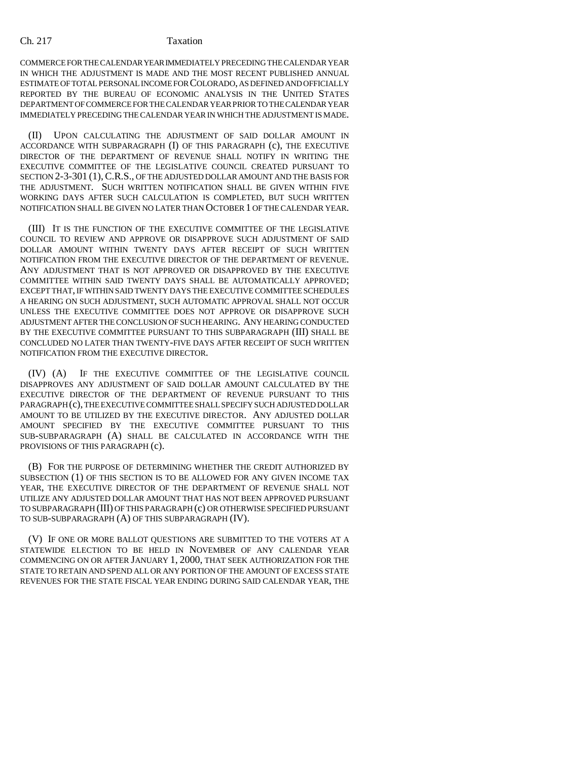COMMERCE FOR THE CALENDAR YEAR IMMEDIATELY PRECEDING THE CALENDAR YEAR IN WHICH THE ADJUSTMENT IS MADE AND THE MOST RECENT PUBLISHED ANNUAL ESTIMATE OF TOTAL PERSONAL INCOME FOR COLORADO, AS DEFINED AND OFFICIALLY REPORTED BY THE BUREAU OF ECONOMIC ANALYSIS IN THE UNITED STATES DEPARTMENT OF COMMERCE FOR THE CALENDAR YEAR PRIOR TO THE CALENDAR YEAR IMMEDIATELY PRECEDING THE CALENDAR YEAR IN WHICH THE ADJUSTMENT IS MADE.

(II) UPON CALCULATING THE ADJUSTMENT OF SAID DOLLAR AMOUNT IN ACCORDANCE WITH SUBPARAGRAPH (I) OF THIS PARAGRAPH (c), THE EXECUTIVE DIRECTOR OF THE DEPARTMENT OF REVENUE SHALL NOTIFY IN WRITING THE EXECUTIVE COMMITTEE OF THE LEGISLATIVE COUNCIL CREATED PURSUANT TO SECTION 2-3-301 (1), C.R.S., OF THE ADJUSTED DOLLAR AMOUNT AND THE BASIS FOR THE ADJUSTMENT. SUCH WRITTEN NOTIFICATION SHALL BE GIVEN WITHIN FIVE WORKING DAYS AFTER SUCH CALCULATION IS COMPLETED, BUT SUCH WRITTEN NOTIFICATION SHALL BE GIVEN NO LATER THAN OCTOBER 1 OF THE CALENDAR YEAR.

(III) IT IS THE FUNCTION OF THE EXECUTIVE COMMITTEE OF THE LEGISLATIVE COUNCIL TO REVIEW AND APPROVE OR DISAPPROVE SUCH ADJUSTMENT OF SAID DOLLAR AMOUNT WITHIN TWENTY DAYS AFTER RECEIPT OF SUCH WRITTEN NOTIFICATION FROM THE EXECUTIVE DIRECTOR OF THE DEPARTMENT OF REVENUE. ANY ADJUSTMENT THAT IS NOT APPROVED OR DISAPPROVED BY THE EXECUTIVE COMMITTEE WITHIN SAID TWENTY DAYS SHALL BE AUTOMATICALLY APPROVED; EXCEPT THAT, IF WITHIN SAID TWENTY DAYS THE EXECUTIVE COMMITTEE SCHEDULES A HEARING ON SUCH ADJUSTMENT, SUCH AUTOMATIC APPROVAL SHALL NOT OCCUR UNLESS THE EXECUTIVE COMMITTEE DOES NOT APPROVE OR DISAPPROVE SUCH ADJUSTMENT AFTER THE CONCLUSION OF SUCH HEARING. ANY HEARING CONDUCTED BY THE EXECUTIVE COMMITTEE PURSUANT TO THIS SUBPARAGRAPH (III) SHALL BE CONCLUDED NO LATER THAN TWENTY-FIVE DAYS AFTER RECEIPT OF SUCH WRITTEN NOTIFICATION FROM THE EXECUTIVE DIRECTOR.

(IV) (A) IF THE EXECUTIVE COMMITTEE OF THE LEGISLATIVE COUNCIL DISAPPROVES ANY ADJUSTMENT OF SAID DOLLAR AMOUNT CALCULATED BY THE EXECUTIVE DIRECTOR OF THE DEPARTMENT OF REVENUE PURSUANT TO THIS PARAGRAPH (c), THE EXECUTIVE COMMITTEE SHALL SPECIFY SUCH ADJUSTED DOLLAR AMOUNT TO BE UTILIZED BY THE EXECUTIVE DIRECTOR. ANY ADJUSTED DOLLAR AMOUNT SPECIFIED BY THE EXECUTIVE COMMITTEE PURSUANT TO THIS SUB-SUBPARAGRAPH (A) SHALL BE CALCULATED IN ACCORDANCE WITH THE PROVISIONS OF THIS PARAGRAPH (c).

(B) FOR THE PURPOSE OF DETERMINING WHETHER THE CREDIT AUTHORIZED BY SUBSECTION (1) OF THIS SECTION IS TO BE ALLOWED FOR ANY GIVEN INCOME TAX YEAR, THE EXECUTIVE DIRECTOR OF THE DEPARTMENT OF REVENUE SHALL NOT UTILIZE ANY ADJUSTED DOLLAR AMOUNT THAT HAS NOT BEEN APPROVED PURSUANT TO SUBPARAGRAPH (III) OF THIS PARAGRAPH (c) OR OTHERWISE SPECIFIED PURSUANT TO SUB-SUBPARAGRAPH (A) OF THIS SUBPARAGRAPH (IV).

(V) IF ONE OR MORE BALLOT QUESTIONS ARE SUBMITTED TO THE VOTERS AT A STATEWIDE ELECTION TO BE HELD IN NOVEMBER OF ANY CALENDAR YEAR COMMENCING ON OR AFTER JANUARY 1, 2000, THAT SEEK AUTHORIZATION FOR THE STATE TO RETAIN AND SPEND ALL OR ANY PORTION OF THE AMOUNT OF EXCESS STATE REVENUES FOR THE STATE FISCAL YEAR ENDING DURING SAID CALENDAR YEAR, THE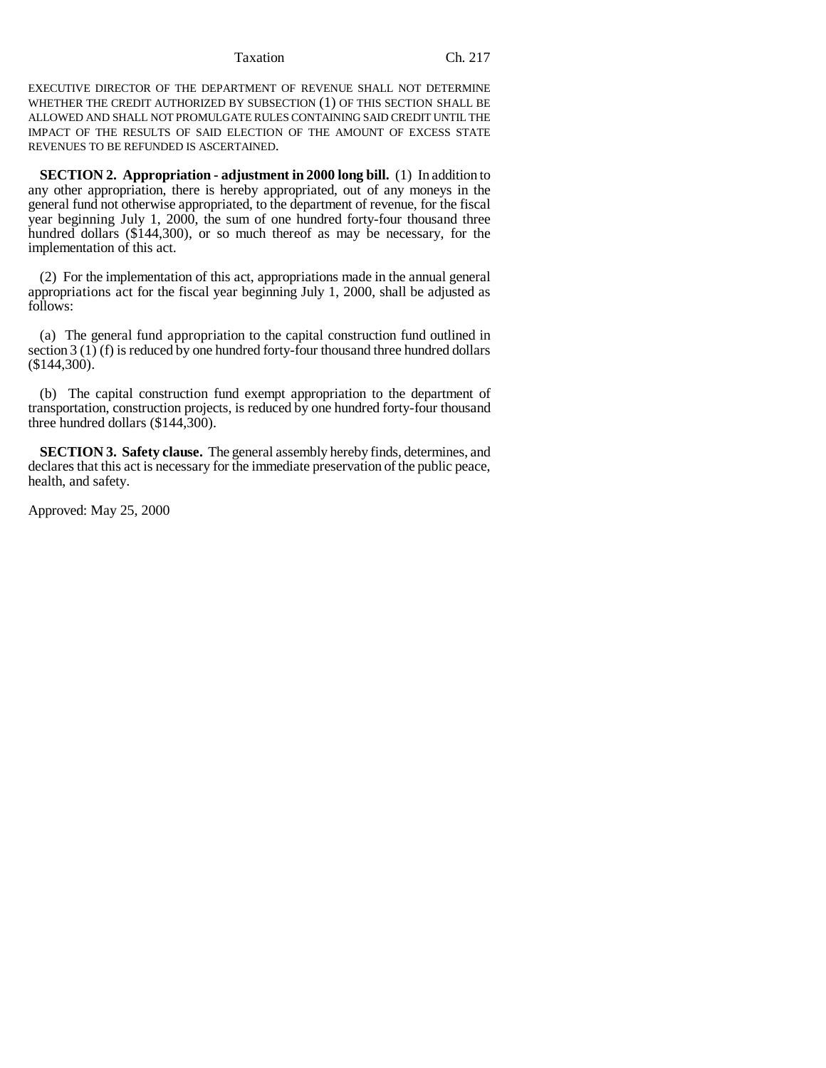EXECUTIVE DIRECTOR OF THE DEPARTMENT OF REVENUE SHALL NOT DETERMINE WHETHER THE CREDIT AUTHORIZED BY SUBSECTION (1) OF THIS SECTION SHALL BE ALLOWED AND SHALL NOT PROMULGATE RULES CONTAINING SAID CREDIT UNTIL THE IMPACT OF THE RESULTS OF SAID ELECTION OF THE AMOUNT OF EXCESS STATE REVENUES TO BE REFUNDED IS ASCERTAINED.

**SECTION 2. Appropriation - adjustment in 2000 long bill.** (1) In addition to any other appropriation, there is hereby appropriated, out of any moneys in the general fund not otherwise appropriated, to the department of revenue, for the fiscal year beginning July 1, 2000, the sum of one hundred forty-four thousand three hundred dollars ($144,300), or so much thereof as may be necessary, for the implementation of this act.

(2) For the implementation of this act, appropriations made in the annual general appropriations act for the fiscal year beginning July 1, 2000, shall be adjusted as follows:

(a) The general fund appropriation to the capital construction fund outlined in section 3 (1) (f) is reduced by one hundred forty-four thousand three hundred dollars ($144,300).

(b) The capital construction fund exempt appropriation to the department of transportation, construction projects, is reduced by one hundred forty-four thousand three hundred dollars ($144,300).

**SECTION 3. Safety clause.** The general assembly hereby finds, determines, and declares that this act is necessary for the immediate preservation of the public peace, health, and safety.

Approved: May 25, 2000